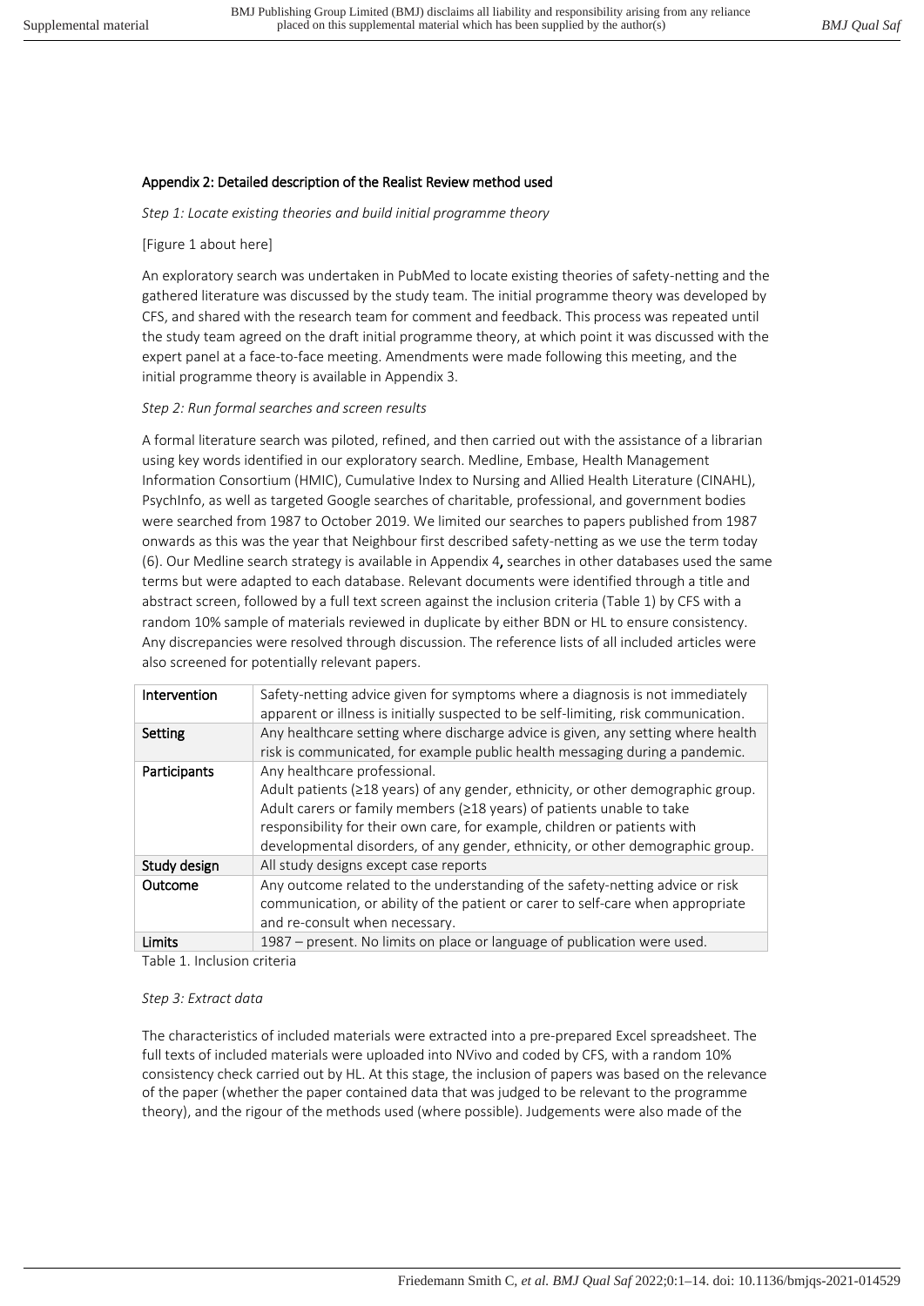## Appendix 2: Detailed description of the Realist Review method used

*Step 1: Locate existing theories and build initial programme theory*

[Figure 1 about here]

An exploratory search was undertaken in PubMed to locate existing theories of safety-netting and the gathered literature was discussed by the study team. The initial programme theory was developed by CFS, and shared with the research team for comment and feedback. This process was repeated until the study team agreed on the draft initial programme theory, at which point it was discussed with the expert panel at a face-to-face meeting. Amendments were made following this meeting, and the initial programme theory is available in Appendix 3.

*Step 2: Run formal searches and screen results*

A formal literature search was piloted, refined, and then carried out with the assistance of a librarian using key words identified in our exploratory search. Medline, Embase, Health Management Information Consortium (HMIC), Cumulative Index to Nursing and Allied Health Literature (CINAHL), PsychInfo, as well as targeted Google searches of charitable, professional, and government bodies were searched from 1987 to October 2019. We limited our searches to papers published from 1987 onwards as this was the year that Neighbour first described safety-netting as we use the term today (6). Our Medline search strategy is available in Appendix 4**,** searches in other databases used the same terms but were adapted to each database. Relevant documents were identified through a title and abstract screen, followed by a full text screen against the inclusion criteria (Table 1) by CFS with a random 10% sample of materials reviewed in duplicate by either BDN or HL to ensure consistency. Any discrepancies were resolved through discussion. The reference lists of all included articles were also screened for potentially relevant papers.

| | |
|---|---|
| **Intervention** | Safety-netting advice given for symptoms where a diagnosis is not immediately apparent or illness is initially suspected to be self-limiting, risk communication. |
| **Setting** | Any healthcare setting where discharge advice is given, any setting where health risk is communicated, for example public health messaging during a pandemic. |
| **Participants** | Any healthcare professional.<br>Adult patients (≥18 years) of any gender, ethnicity, or other demographic group.<br>Adult carers or family members (≥18 years) of patients unable to take responsibility for their own care, for example, children or patients with developmental disorders, of any gender, ethnicity, or other demographic group. |
| **Study design** | All study designs except case reports |
| **Outcome** | Any outcome related to the understanding of the safety-netting advice or risk communication, or ability of the patient or carer to self-care when appropriate and re-consult when necessary. |
| **Limits** | 1987 – present. No limits on place or language of publication were used. |

Table 1. Inclusion criteria

*Step 3: Extract data*

The characteristics of included materials were extracted into a pre-prepared Excel spreadsheet. The full texts of included materials were uploaded into NVivo and coded by CFS, with a random 10% consistency check carried out by HL. At this stage, the inclusion of papers was based on the relevance of the paper (whether the paper contained data that was judged to be relevant to the programme theory), and the rigour of the methods used (where possible). Judgements were also made of the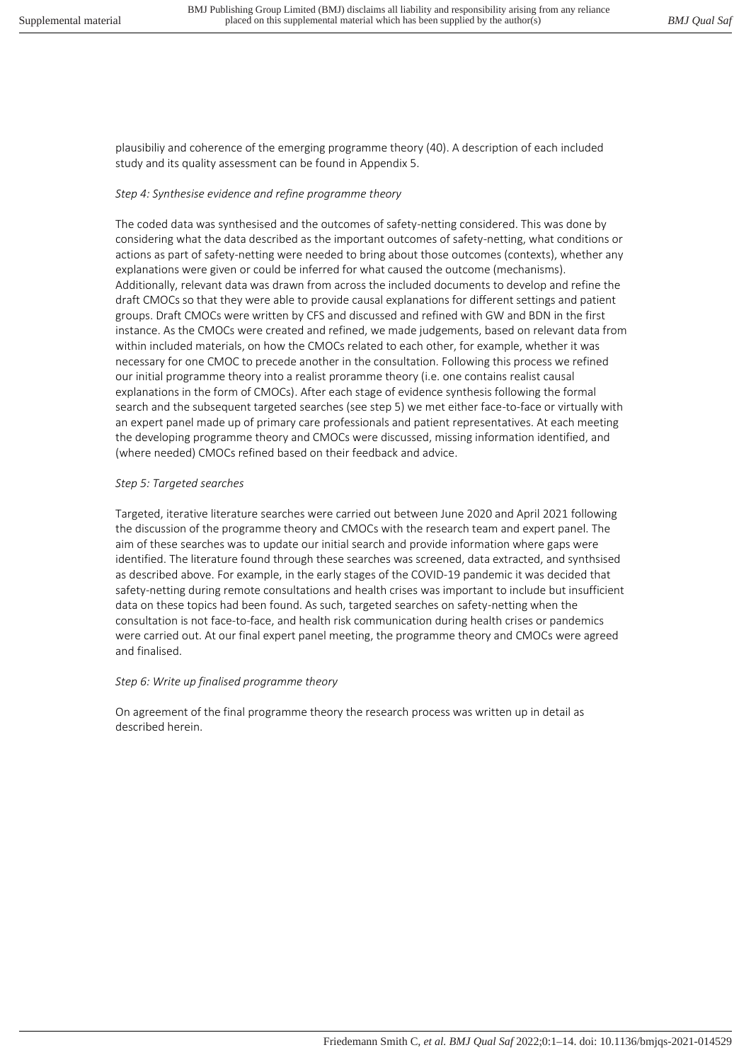plausibiliy and coherence of the emerging programme theory (40). A description of each included study and its quality assessment can be found in Appendix 5.

*Step 4: Synthesise evidence and refine programme theory*

The coded data was synthesised and the outcomes of safety-netting considered. This was done by considering what the data described as the important outcomes of safety-netting, what conditions or actions as part of safety-netting were needed to bring about those outcomes (contexts), whether any explanations were given or could be inferred for what caused the outcome (mechanisms). Additionally, relevant data was drawn from across the included documents to develop and refine the draft CMOCs so that they were able to provide causal explanations for different settings and patient groups. Draft CMOCs were written by CFS and discussed and refined with GW and BDN in the first instance. As the CMOCs were created and refined, we made judgements, based on relevant data from within included materials, on how the CMOCs related to each other, for example, whether it was necessary for one CMOC to precede another in the consultation. Following this process we refined our initial programme theory into a realist proramme theory (i.e. one contains realist causal explanations in the form of CMOCs). After each stage of evidence synthesis following the formal search and the subsequent targeted searches (see step 5) we met either face-to-face or virtually with an expert panel made up of primary care professionals and patient representatives. At each meeting the developing programme theory and CMOCs were discussed, missing information identified, and (where needed) CMOCs refined based on their feedback and advice.

*Step 5: Targeted searches*

Targeted, iterative literature searches were carried out between June 2020 and April 2021 following the discussion of the programme theory and CMOCs with the research team and expert panel. The aim of these searches was to update our initial search and provide information where gaps were identified. The literature found through these searches was screened, data extracted, and synthsised as described above. For example, in the early stages of the COVID-19 pandemic it was decided that safety-netting during remote consultations and health crises was important to include but insufficient data on these topics had been found. As such, targeted searches on safety-netting when the consultation is not face-to-face, and health risk communication during health crises or pandemics were carried out. At our final expert panel meeting, the programme theory and CMOCs were agreed and finalised.

*Step 6: Write up finalised programme theory*

On agreement of the final programme theory the research process was written up in detail as described herein.